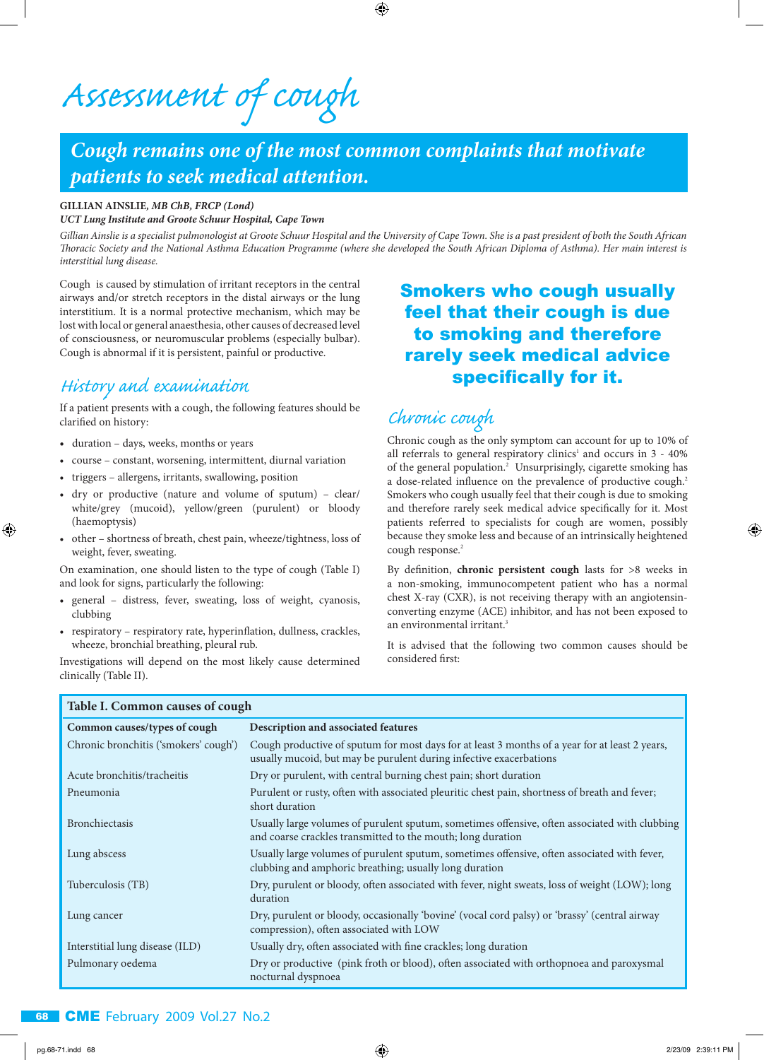# Assessment of cough

**Cough remains one of the most common complaints that motivate patients to seek medical attention.**

**GILLIAN AINSLIE**, *MB ChB, FRCP (Lond)*

***UCT Lung Institute and Groote Schuur Hospital, Cape Town***

*Gillian Ainslie is a specialist pulmonologist at Groote Schuur Hospital and the University of Cape Town. She is a past president of both the South African Thoracic Society and the National Asthma Education Programme (where she developed the South African Diploma of Asthma). Her main interest is interstitial lung disease.*

Cough is caused by stimulation of irritant receptors in the central airways and/or stretch receptors in the distal airways or the lung interstitium. It is a normal protective mechanism, which may be lost with local or general anaesthesia, other causes of decreased level of consciousness, or neuromuscular problems (especially bulbar). Cough is abnormal if it is persistent, painful or productive.

## History and examination

If a patient presents with a cough, the following features should be clarified on history:

- duration – days, weeks, months or years
- course – constant, worsening, intermittent, diurnal variation
- triggers – allergens, irritants, swallowing, position
- dry or productive (nature and volume of sputum) – clear/white/grey (mucoid), yellow/green (purulent) or bloody (haemoptysis)
- other – shortness of breath, chest pain, wheeze/tightness, loss of weight, fever, sweating.

On examination, one should listen to the type of cough (Table I) and look for signs, particularly the following:

- general – distress, fever, sweating, loss of weight, cyanosis, clubbing
- respiratory – respiratory rate, hyperinflation, dullness, crackles, wheeze, bronchial breathing, pleural rub.

Investigations will depend on the most likely cause determined clinically (Table II).

**Smokers who cough usually feel that their cough is due to smoking and therefore rarely seek medical advice specifically for it.**

## Chronic cough

Chronic cough as the only symptom can account for up to 10% of all referrals to general respiratory clinics[1] and occurs in 3 - 40% of the general population.[2] Unsurprisingly, cigarette smoking has a dose-related influence on the prevalence of productive cough.[2] Smokers who cough usually feel that their cough is due to smoking and therefore rarely seek medical advice specifically for it. Most patients referred to specialists for cough are women, possibly because they smoke less and because of an intrinsically heightened cough response.[2]

By definition, **chronic persistent cough** lasts for >8 weeks in a non-smoking, immunocompetent patient who has a normal chest X-ray (CXR), is not receiving therapy with an angiotensin-converting enzyme (ACE) inhibitor, and has not been exposed to an environmental irritant.[3]

It is advised that the following two common causes should be considered first:

**Table I. Common causes of cough**

| Common causes/types of cough | Description and associated features |
|---|---|
| Chronic bronchitis ('smokers' cough') | Cough productive of sputum for most days for at least 3 months of a year for at least 2 years, usually mucoid, but may be purulent during infective exacerbations |
| Acute bronchitis/tracheitis | Dry or purulent, with central burning chest pain; short duration |
| Pneumonia | Purulent or rusty, often with associated pleuritic chest pain, shortness of breath and fever; short duration |
| Bronchiectasis | Usually large volumes of purulent sputum, sometimes offensive, often associated with clubbing and coarse crackles transmitted to the mouth; long duration |
| Lung abscess | Usually large volumes of purulent sputum, sometimes offensive, often associated with fever, clubbing and amphoric breathing; usually long duration |
| Tuberculosis (TB) | Dry, purulent or bloody, often associated with fever, night sweats, loss of weight (LOW); long duration |
| Lung cancer | Dry, purulent or bloody, occasionally 'bovine' (vocal cord palsy) or 'brassy' (central airway compression), often associated with LOW |
| Interstitial lung disease (ILD) | Usually dry, often associated with fine crackles; long duration |
| Pulmonary oedema | Dry or productive (pink froth or blood), often associated with orthopnoea and paroxysmal nocturnal dyspnoea |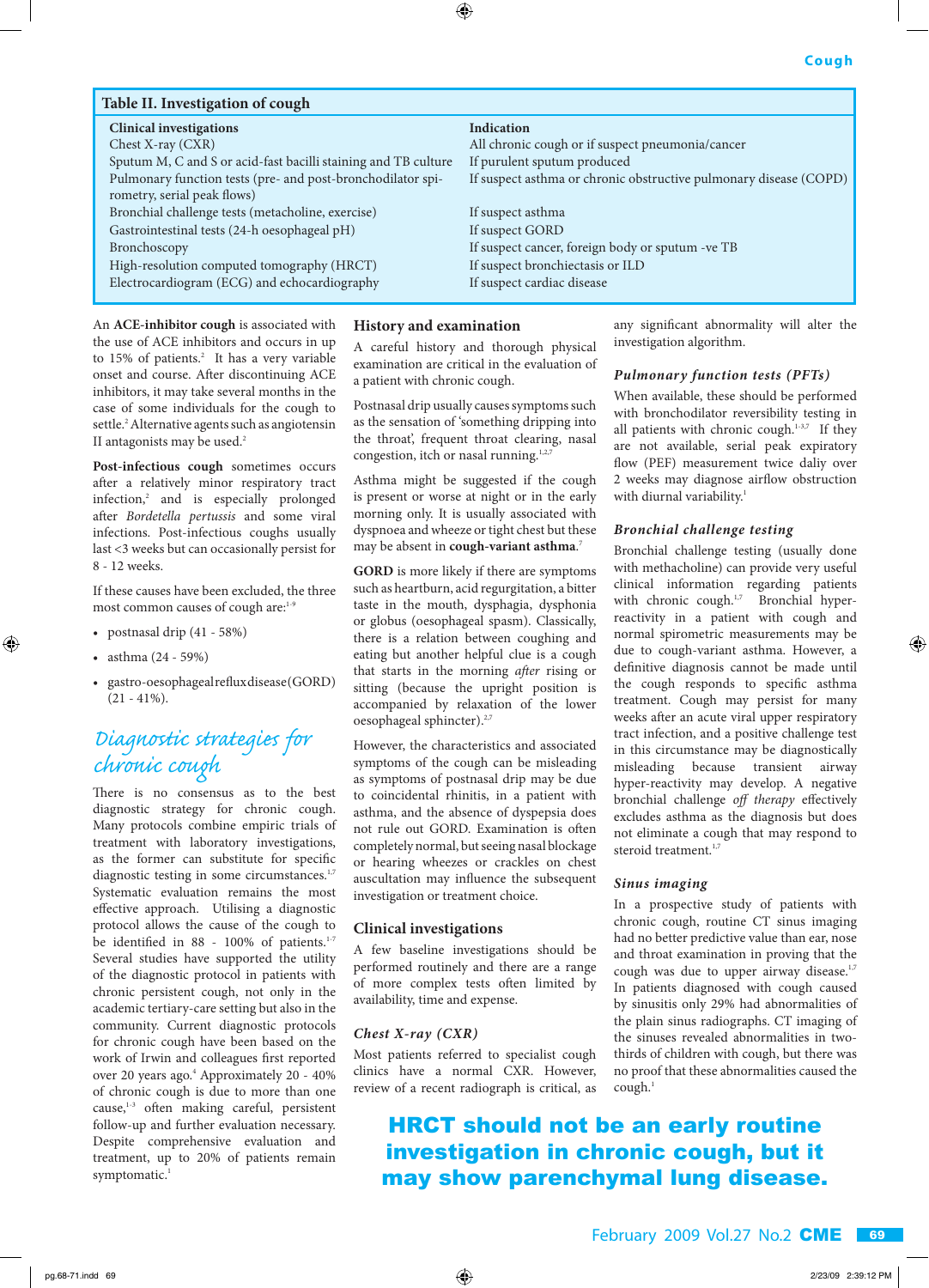**Table II. Investigation of cough**

| Clinical investigations | Indication |
|---|---|
| Chest X-ray (CXR) | All chronic cough or if suspect pneumonia/cancer |
| Sputum M, C and S or acid-fast bacilli staining and TB culture | If purulent sputum produced |
| Pulmonary function tests (pre- and post-bronchodilator spirometry, serial peak flows) | If suspect asthma or chronic obstructive pulmonary disease (COPD) |
| Bronchial challenge tests (metacholine, exercise) | If suspect asthma |
| Gastrointestinal tests (24-h oesophageal pH) | If suspect GORD |
| Bronchoscopy | If suspect cancer, foreign body or sputum -ve TB |
| High-resolution computed tomography (HRCT) | If suspect bronchiectasis or ILD |
| Electrocardiogram (ECG) and echocardiography | If suspect cardiac disease |

An **ACE-inhibitor cough** is associated with the use of ACE inhibitors and occurs in up to 15% of patients.[2] It has a very variable onset and course. After discontinuing ACE inhibitors, it may take several months in the case of some individuals for the cough to settle.[2] Alternative agents such as angiotensin II antagonists may be used.[2]

**Post-infectious cough** sometimes occurs after a relatively minor respiratory tract infection,[2] and is especially prolonged after *Bordetella pertussis* and some viral infections. Post-infectious coughs usually last <3 weeks but can occasionally persist for 8 - 12 weeks.

If these causes have been excluded, the three most common causes of cough are:[1-9]

- postnasal drip (41 - 58%)
- asthma (24 - 59%)
- gastro-oesophageal reflux disease (GORD) (21 - 41%).

## Diagnostic strategies for chronic cough

There is no consensus as to the best diagnostic strategy for chronic cough. Many protocols combine empiric trials of treatment with laboratory investigations, as the former can substitute for specific diagnostic testing in some circumstances.[1,7] Systematic evaluation remains the most effective approach. Utilising a diagnostic protocol allows the cause of the cough to be identified in 88 - 100% of patients.[1-7] Several studies have supported the utility of the diagnostic protocol in patients with chronic persistent cough, not only in the academic tertiary-care setting but also in the community. Current diagnostic protocols for chronic cough have been based on the work of Irwin and colleagues first reported over 20 years ago.[4] Approximately 20 - 40% of chronic cough is due to more than one cause,[1-3] often making careful, persistent follow-up and further evaluation necessary. Despite comprehensive evaluation and treatment, up to 20% of patients remain symptomatic.[1]

## History and examination

A careful history and thorough physical examination are critical in the evaluation of a patient with chronic cough.

Postnasal drip usually causes symptoms such as the sensation of 'something dripping into the throat', frequent throat clearing, nasal congestion, itch or nasal running.[1,2,7]

Asthma might be suggested if the cough is present or worse at night or in the early morning only. It is usually associated with dyspnoea and wheeze or tight chest but these may be absent in **cough-variant asthma**.[7]

**GORD** is more likely if there are symptoms such as heartburn, acid regurgitation, a bitter taste in the mouth, dysphagia, dysphonia or globus (oesophageal spasm). Classically, there is a relation between coughing and eating but another helpful clue is a cough that starts in the morning *after* rising or sitting (because the upright position is accompanied by relaxation of the lower oesophageal sphincter).[2,7]

However, the characteristics and associated symptoms of the cough can be misleading as symptoms of postnasal drip may be due to coincidental rhinitis, in a patient with asthma, and the absence of dyspepsia does not rule out GORD. Examination is often completely normal, but seeing nasal blockage or hearing wheezes or crackles on chest auscultation may influence the subsequent investigation or treatment choice.

## Clinical investigations

A few baseline investigations should be performed routinely and there are a range of more complex tests often limited by availability, time and expense.

### *Chest X-ray (CXR)*

Most patients referred to specialist cough clinics have a normal CXR. However, review of a recent radiograph is critical, as any significant abnormality will alter the investigation algorithm.

### *Pulmonary function tests (PFTs)*

When available, these should be performed with bronchodilator reversibility testing in all patients with chronic cough.[1-3,7] If they are not available, serial peak expiratory flow (PEF) measurement twice daliy over 2 weeks may diagnose airflow obstruction with diurnal variability.[1]

### *Bronchial challenge testing*

Bronchial challenge testing (usually done with methacholine) can provide very useful clinical information regarding patients with chronic cough.[1,7] Bronchial hyperreactivity in a patient with cough and normal spirometric measurements may be due to cough-variant asthma. However, a definitive diagnosis cannot be made until the cough responds to specific asthma treatment. Cough may persist for many weeks after an acute viral upper respiratory tract infection, and a positive challenge test in this circumstance may be diagnostically misleading because transient airway hyper-reactivity may develop. A negative bronchial challenge *off therapy* effectively excludes asthma as the diagnosis but does not eliminate a cough that may respond to steroid treatment.[1,7]

### *Sinus imaging*

In a prospective study of patients with chronic cough, routine CT sinus imaging had no better predictive value than ear, nose and throat examination in proving that the cough was due to upper airway disease.[1,7] In patients diagnosed with cough caused by sinusitis only 29% had abnormalities of the plain sinus radiographs. CT imaging of the sinuses revealed abnormalities in two-thirds of children with cough, but there was no proof that these abnormalities caused the cough.[1]

**HRCT should not be an early routine investigation in chronic cough, but it may show parenchymal lung disease.**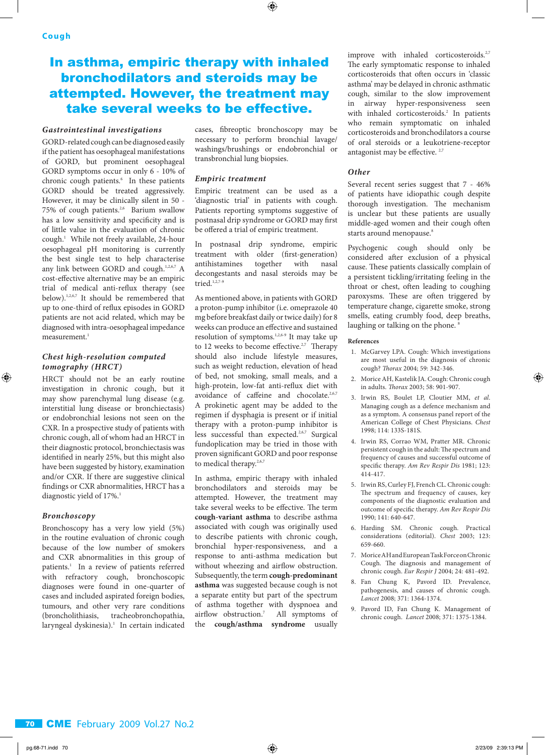In asthma, empiric therapy with inhaled bronchodilators and steroids may be attempted. However, the treatment may take several weeks to be effective.

### Gastrointestinal investigations

GORD-related cough can be diagnosed easily if the patient has oesophageal manifestations of GORD, but prominent oesophageal GORD symptoms occur in only 6 - 10% of chronic cough patients.[6] In these patients GORD should be treated aggressively. However, it may be clinically silent in 50 - 75% of cough patients.[2,6] Barium swallow has a low sensitivity and specificity and is of little value in the evaluation of chronic cough.[1] While not freely available, 24-hour oesophageal pH monitoring is currently the best single test to help characterise any link between GORD and cough.[1,2,6,7] A cost-effective alternative may be an empiric trial of medical anti-reflux therapy (see below).[1,2,6,7] It should be remembered that up to one-third of reflux episodes in GORD patients are not acid related, which may be diagnosed with intra-oesophageal impedance measurement.[1]

### Chest high-resolution computed tomography (HRCT)

HRCT should not be an early routine investigation in chronic cough, but it may show parenchymal lung disease (e.g. interstitial lung disease or bronchiectasis) or endobronchial lesions not seen on the CXR. In a prospective study of patients with chronic cough, all of whom had an HRCT in their diagnostic protocol, bronchiectasis was identified in nearly 25%, but this might also have been suggested by history, examination and/or CXR. If there are suggestive clinical findings or CXR abnormalities, HRCT has a diagnostic yield of 17%.[1]

### Bronchoscopy

Bronchoscopy has a very low yield (5%) in the routine evaluation of chronic cough because of the low number of smokers and CXR abnormalities in this group of patients.[1] In a review of patients referred with refractory cough, bronchoscopic diagnoses were found in one-quarter of cases and included aspirated foreign bodies, tumours, and other very rare conditions (broncholithiasis, tracheobronchopathia, laryngeal dyskinesia).[1] In certain indicated cases, fibreoptic bronchoscopy may be necessary to perform bronchial lavage/washings/brushings or endobronchial or transbronchial lung biopsies.

### Empiric treatment

Empiric treatment can be used as a 'diagnostic trial' in patients with cough. Patients reporting symptoms suggestive of postnasal drip syndrome or GORD may first be offered a trial of empiric treatment.

In postnasal drip syndrome, empiric treatment with older (first-generation) antihistamines together with nasal decongestants and nasal steroids may be tried.[1,2,7-9]

As mentioned above, in patients with GORD a proton-pump inhibitor (i.e. omeprazole 40 mg before breakfast daily or twice daily) for 8 weeks can produce an effective and sustained resolution of symptoms.[1,2,6-9] It may take up to 12 weeks to become effective.[2,7] Therapy should also include lifestyle measures, such as weight reduction, elevation of head of bed, not smoking, small meals, and a high-protein, low-fat anti-reflux diet with avoidance of caffeine and chocolate.[2,6,7] A prokinetic agent may be added to the regimen if dysphagia is present or if initial therapy with a proton-pump inhibitor is less successful than expected.[2,6,7] Surgical fundoplication may be tried in those with proven significant GORD and poor response to medical therapy.[2,6,7]

In asthma, empiric therapy with inhaled bronchodilators and steroids may be attempted. However, the treatment may take several weeks to be effective. The term **cough-variant asthma** to describe asthma associated with cough was originally used to describe patients with chronic cough, bronchial hyper-responsiveness, and a response to anti-asthma medication but without wheezing and airflow obstruction. Subsequently, the term **cough-predominant asthma** was suggested because cough is not a separate entity but part of the spectrum of asthma together with dyspnoea and airflow obstruction.[7] All symptoms of the **cough/asthma syndrome** usually improve with inhaled corticosteroids.[2,7] The early symptomatic response to inhaled corticosteroids that often occurs in 'classic asthma' may be delayed in chronic asthmatic cough, similar to the slow improvement in airway hyper-responsiveness seen with inhaled corticosteroids.[2] In patients who remain symptomatic on inhaled corticosteroids and bronchodilators a course of oral steroids or a leukotriene-receptor antagonist may be effective.[2,7]

### Other

Several recent series suggest that 7 - 46% of patients have idiopathic cough despite thorough investigation. The mechanism is unclear but these patients are usually middle-aged women and their cough often starts around menopause.[8]

Psychogenic cough should only be considered after exclusion of a physical cause. These patients classically complain of a persistent tickling/irritating feeling in the throat or chest, often leading to coughing paroxysms. These are often triggered by temperature change, cigarette smoke, strong smells, eating crumbly food, deep breaths, laughing or talking on the phone.[8]

#### References

1. McGarvey LPA. Cough: Which investigations are most useful in the diagnosis of chronic cough? *Thorax* 2004; 59: 342-346.
2. Morice AH, Kastelik JA. Cough: Chronic cough in adults. *Thorax* 2003; 58: 901-907.
3. Irwin RS, Boulet LP, Cloutier MM, *et al.* Managing cough as a defence mechanism and as a symptom. A consensus panel report of the American College of Chest Physicians. *Chest* 1998; 114: 133S-181S.
4. Irwin RS, Corrao WM, Pratter MR. Chronic persistent cough in the adult: The spectrum and frequency of causes and successful outcome of specific therapy. *Am Rev Respir Dis* 1981; 123: 414-417.
5. Irwin RS, Curley FJ, French CL. Chronic cough: The spectrum and frequency of causes, key components of the diagnostic evaluation and outcome of specific therapy. *Am Rev Respir Dis* 1990; 141: 640-647.
6. Harding SM. Chronic cough. Practical considerations (editorial). *Chest* 2003; 123: 659-660.
7. Morice AH and European Task Force on Chronic Cough. The diagnosis and management of chronic cough. *Eur Respir J* 2004; 24: 481-492.
8. Fan Chung K, Pavord ID. Prevalence, pathogenesis, and causes of chronic cough. *Lancet* 2008; 371: 1364-1374.
9. Pavord ID, Fan Chung K. Management of chronic cough. *Lancet* 2008; 371: 1375-1384.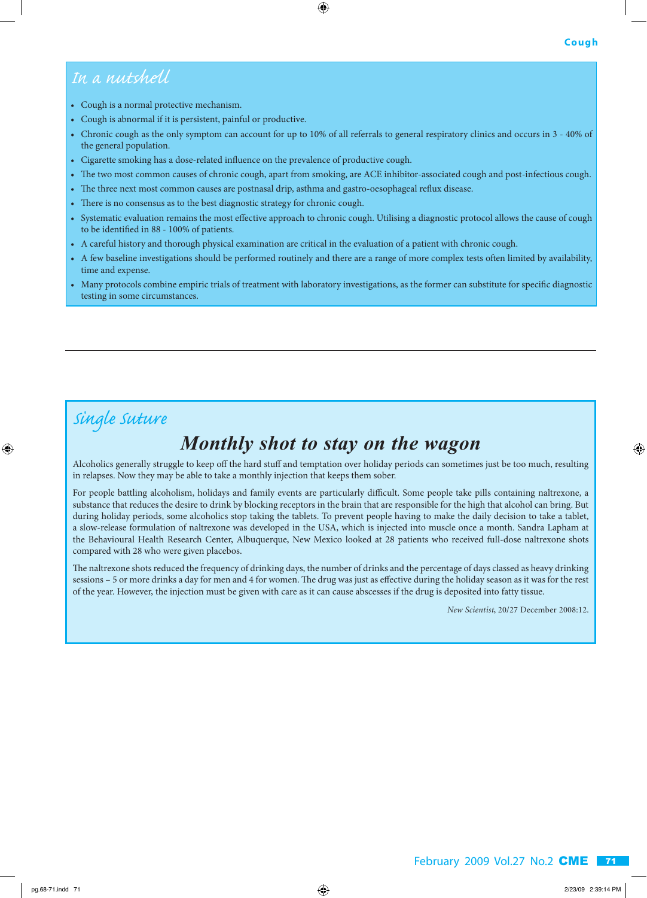## In a nutshell

- Cough is a normal protective mechanism.
- Cough is abnormal if it is persistent, painful or productive.
- Chronic cough as the only symptom can account for up to 10% of all referrals to general respiratory clinics and occurs in 3 - 40% of the general population.
- Cigarette smoking has a dose-related influence on the prevalence of productive cough.
- The two most common causes of chronic cough, apart from smoking, are ACE inhibitor-associated cough and post-infectious cough.
- The three next most common causes are postnasal drip, asthma and gastro-oesophageal reflux disease.
- There is no consensus as to the best diagnostic strategy for chronic cough.
- Systematic evaluation remains the most effective approach to chronic cough. Utilising a diagnostic protocol allows the cause of cough to be identified in 88 - 100% of patients.
- A careful history and thorough physical examination are critical in the evaluation of a patient with chronic cough.
- A few baseline investigations should be performed routinely and there are a range of more complex tests often limited by availability, time and expense.
- Many protocols combine empiric trials of treatment with laboratory investigations, as the former can substitute for specific diagnostic testing in some circumstances.

---

## Single Suture

### *Monthly shot to stay on the wagon*

Alcoholics generally struggle to keep off the hard stuff and temptation over holiday periods can sometimes just be too much, resulting in relapses. Now they may be able to take a monthly injection that keeps them sober.

For people battling alcoholism, holidays and family events are particularly difficult. Some people take pills containing naltrexone, a substance that reduces the desire to drink by blocking receptors in the brain that are responsible for the high that alcohol can bring. But during holiday periods, some alcoholics stop taking the tablets. To prevent people having to make the daily decision to take a tablet, a slow-release formulation of naltrexone was developed in the USA, which is injected into muscle once a month. Sandra Lapham at the Behavioural Health Research Center, Albuquerque, New Mexico looked at 28 patients who received full-dose naltrexone shots compared with 28 who were given placebos.

The naltrexone shots reduced the frequency of drinking days, the number of drinks and the percentage of days classed as heavy drinking sessions – 5 or more drinks a day for men and 4 for women. The drug was just as effective during the holiday season as it was for the rest of the year. However, the injection must be given with care as it can cause abscesses if the drug is deposited into fatty tissue.

*New Scientist*, 20/27 December 2008:12.